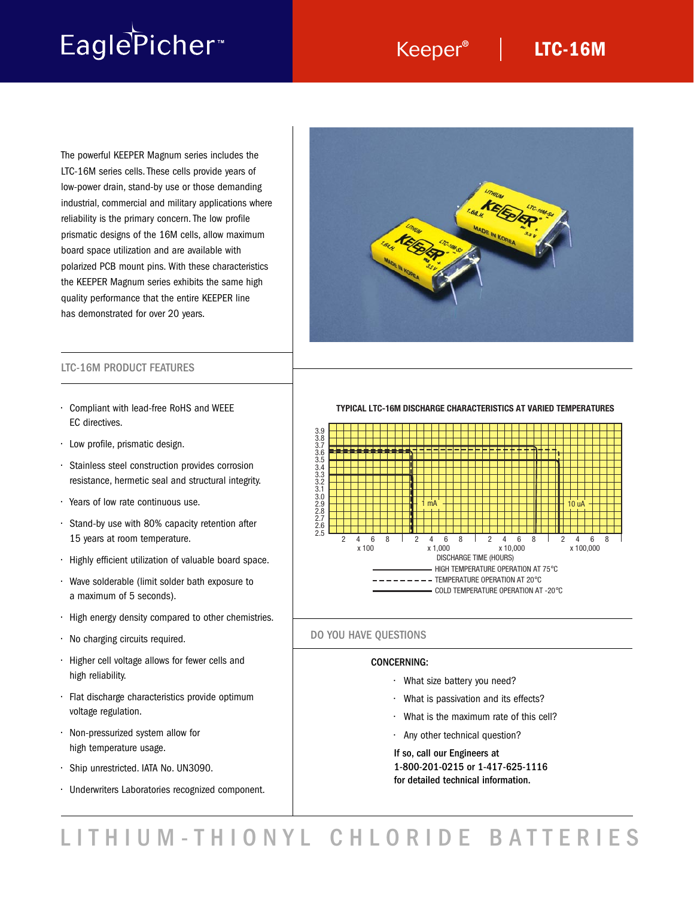# EaglePicher™

## Keeper® | LTC-16M

The powerful KEEPER Magnum series includes the LTC-16M series cells. These cells provide years of low-power drain, stand-by use or those demanding industrial, commercial and military applications where reliability is the primary concern. The low profile prismatic designs of the 16M cells, allow maximum board space utilization and are available with polarized PCB mount pins. With these characteristics the KEEPER Magnum series exhibits the same high quality performance that the entire KEEPER line has demonstrated for over 20 years.

## LTC-16M PRODUCT FEATURES

- Compliant with lead-free RoHS and WEEE EC directives.
- Low profile, prismatic design.
- Stainless steel construction provides corrosion resistance, hermetic seal and structural integrity.
- Years of low rate continuous use.
- Stand-by use with 80% capacity retention after 15 years at room temperature.
- Highly efficient utilization of valuable board space.
- Wave solderable (limit solder bath exposure to a maximum of 5 seconds).
- High energy density compared to other chemistries.
- No charging circuits required.
- Higher cell voltage allows for fewer cells and high reliability.
- Flat discharge characteristics provide optimum voltage regulation.
- Non-pressurized system allow for high temperature usage.
- Ship unrestricted. IATA No. UN3090.
- Underwriters Laboratories recognized component.

**TYPICAL LTC-16M DISCHARGE CHARACTERISTICS AT VARIED TEMPERATURES**

Voltage axis: 2.5 – 3.9. Curves labeled 1 mA and 10 uA.

DISCHARGE TIME (HOURS): 2 4 6 8 x 100 | 2 4 6 8 x 1,000 | 2 4 6 8 x 10,000 | 2 4 6 8 x 100,000

- HIGH TEMPERATURE OPERATION AT 75°C (solid line)
- TEMPERATURE OPERATION AT 20°C (dashed line)
- COLD TEMPERATURE OPERATION AT -20°C (thick solid line)

## DO YOU HAVE QUESTIONS

**CONCERNING:**

- What size battery you need?
- What is passivation and its effects?
- What is the maximum rate of this cell?
- Any other technical question?

**If so, call our Engineers at 1-800-201-0215 or 1-417-625-1116 for detailed technical information.**

# LITHIUM-THIONYL CHLORIDE BATTERIES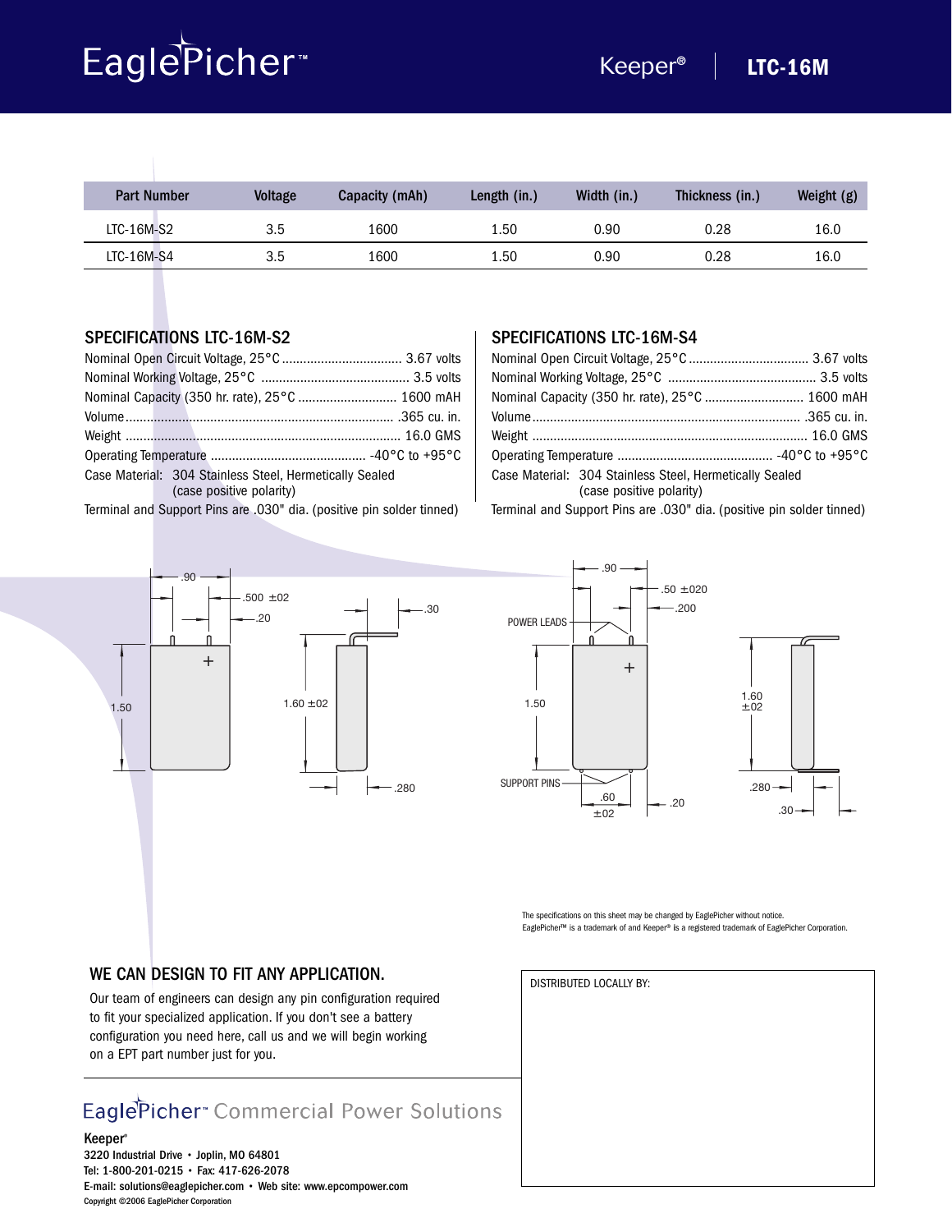# EaglePicher™ Keeper® | LTC-16M

| Part Number | Voltage | Capacity (mAh) | Length (in.) | Width (in.) | Thickness (in.) | Weight (g) |
|---|---|---|---|---|---|---|
| LTC-16M-S2 | 3.5 | 1600 | 1.50 | 0.90 | 0.28 | 16.0 |
| LTC-16M-S4 | 3.5 | 1600 | 1.50 | 0.90 | 0.28 | 16.0 |

## SPECIFICATIONS LTC-16M-S2

Nominal Open Circuit Voltage, 25°C .................................. 3.67 volts
Nominal Working Voltage, 25°C .......................................... 3.5 volts
Nominal Capacity (350 hr. rate), 25°C ............................ 1600 mAH
Volume.......................................................................... .365 cu. in.
Weight ............................................................................ 16.0 GMS
Operating Temperature ........................................... -40°C to +95°C
Case Material: 304 Stainless Steel, Hermetically Sealed (case positive polarity)
Terminal and Support Pins are .030" dia. (positive pin solder tinned)

## SPECIFICATIONS LTC-16M-S4

Nominal Open Circuit Voltage, 25°C .................................. 3.67 volts
Nominal Working Voltage, 25°C .......................................... 3.5 volts
Nominal Capacity (350 hr. rate), 25°C ............................ 1600 mAH
Volume.......................................................................... .365 cu. in.
Weight ............................................................................ 16.0 GMS
Operating Temperature ........................................... -40°C to +95°C
Case Material: 304 Stainless Steel, Hermetically Sealed (case positive polarity)
Terminal and Support Pins are .030" dia. (positive pin solder tinned)

.90
.500 ±02
.20
.30
+
1.50
1.60 ±02
.280

.90
.50 ±020
.200
POWER LEADS
+
1.50
1.60 ±02
SUPPORT PINS
.60 ±02
.20
.280
.30

The specifications on this sheet may be changed by EaglePicher without notice.
EaglePicher™ is a trademark of and Keeper® is a registered trademark of EaglePicher Corporation.

## WE CAN DESIGN TO FIT ANY APPLICATION.

Our team of engineers can design any pin configuration required to fit your specialized application. If you don't see a battery configuration you need here, call us and we will begin working on a EPT part number just for you.

DISTRIBUTED LOCALLY BY:

EaglePicher™ Commercial Power Solutions

Keeper®
3220 Industrial Drive • Joplin, MO 64801
Tel: 1-800-201-0215 • Fax: 417-626-2078
E-mail: solutions@eaglepicher.com • Web site: www.epcompower.com
Copyright ©2006 EaglePicher Corporation